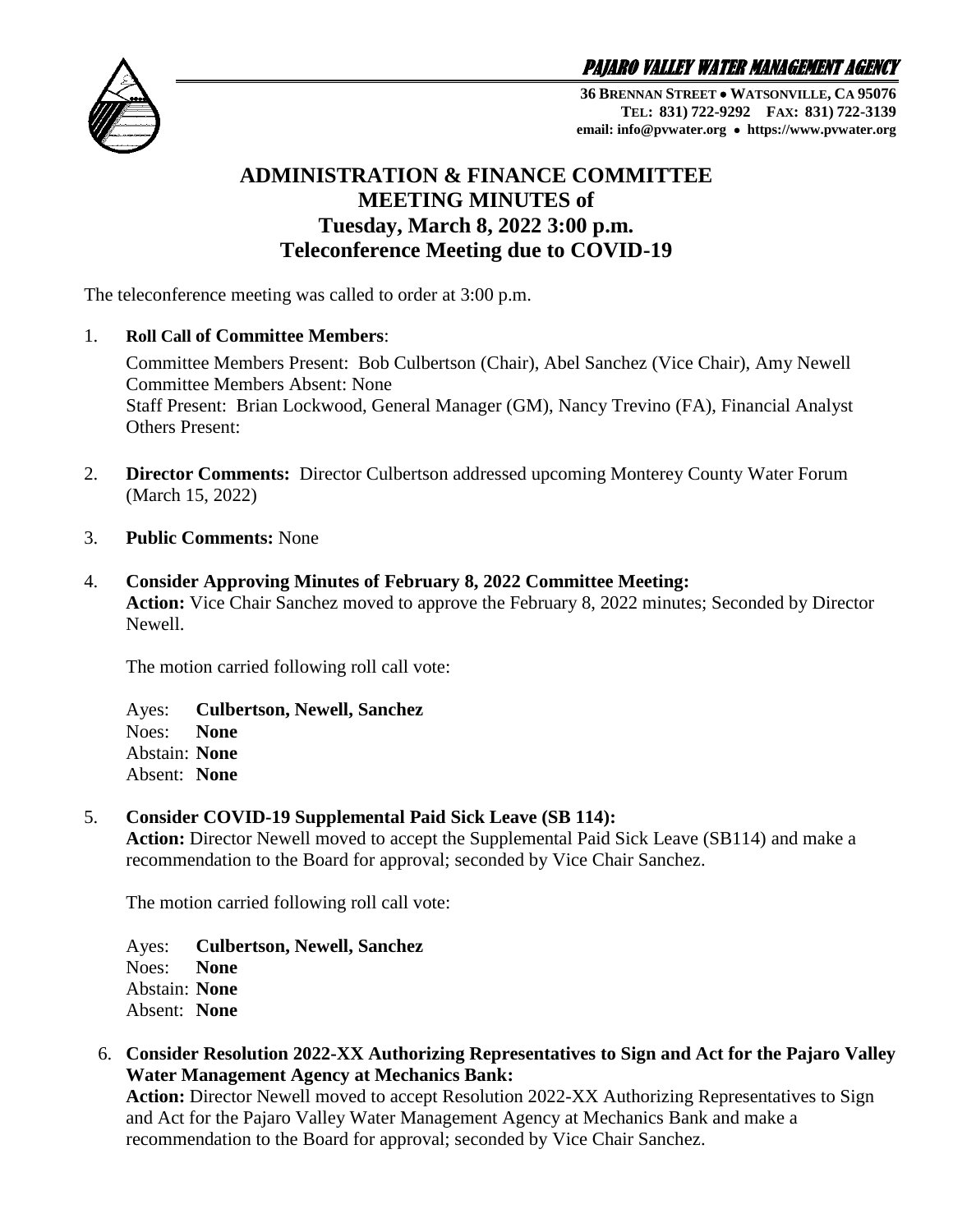**PAJARO VALLEY WATER MANAGEMENT AGENCY**

**36 BRENNAN STREET • WATSONVILLE, CA 95076**
**TEL: 831) 722-9292 FAX: 831) 722-3139**
**email: info@pvwater.org • https://www.pvwater.org**

# ADMINISTRATION & FINANCE COMMITTEE MEETING MINUTES of Tuesday, March 8, 2022 3:00 p.m. Teleconference Meeting due to COVID-19

The teleconference meeting was called to order at 3:00 p.m.

1. **Roll Call of Committee Members**:

   Committee Members Present: Bob Culbertson (Chair), Abel Sanchez (Vice Chair), Amy Newell
   Committee Members Absent: None
   Staff Present: Brian Lockwood, General Manager (GM), Nancy Trevino (FA), Financial Analyst
   Others Present:

2. **Director Comments:** Director Culbertson addressed upcoming Monterey County Water Forum (March 15, 2022)

3. **Public Comments:** None

4. **Consider Approving Minutes of February 8, 2022 Committee Meeting:**
   **Action:** Vice Chair Sanchez moved to approve the February 8, 2022 minutes; Seconded by Director Newell.

   The motion carried following roll call vote:

   Ayes: **Culbertson, Newell, Sanchez**
   Noes: **None**
   Abstain: **None**
   Absent: **None**

5. **Consider COVID-19 Supplemental Paid Sick Leave (SB 114):**
   **Action:** Director Newell moved to accept the Supplemental Paid Sick Leave (SB114) and make a recommendation to the Board for approval; seconded by Vice Chair Sanchez.

   The motion carried following roll call vote:

   Ayes: **Culbertson, Newell, Sanchez**
   Noes: **None**
   Abstain: **None**
   Absent: **None**

6. **Consider Resolution 2022-XX Authorizing Representatives to Sign and Act for the Pajaro Valley Water Management Agency at Mechanics Bank:**
   **Action:** Director Newell moved to accept Resolution 2022-XX Authorizing Representatives to Sign and Act for the Pajaro Valley Water Management Agency at Mechanics Bank and make a recommendation to the Board for approval; seconded by Vice Chair Sanchez.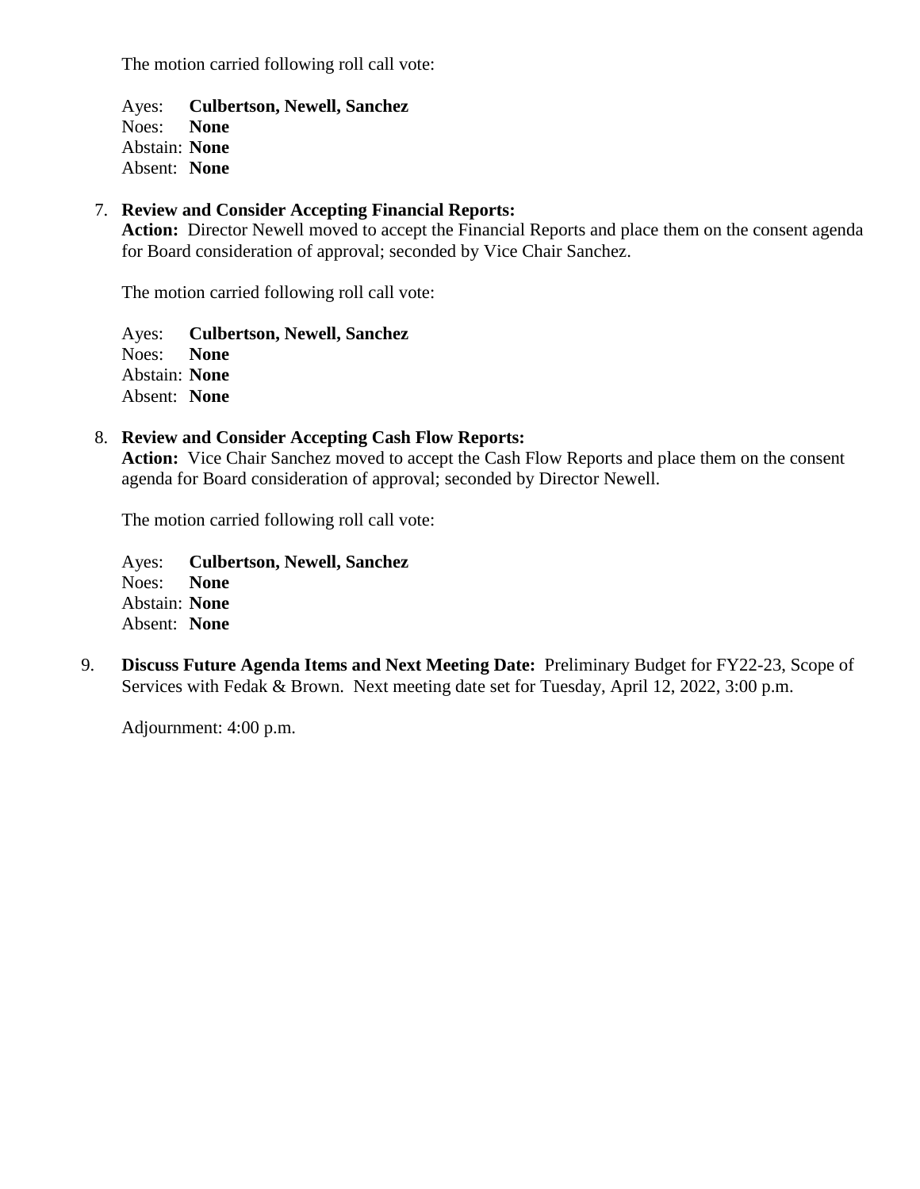The motion carried following roll call vote:

Ayes: **Culbertson, Newell, Sanchez**
Noes: **None**
Abstain: **None**
Absent: **None**

7. **Review and Consider Accepting Financial Reports:**
**Action:** Director Newell moved to accept the Financial Reports and place them on the consent agenda for Board consideration of approval; seconded by Vice Chair Sanchez.

The motion carried following roll call vote:

Ayes: **Culbertson, Newell, Sanchez**
Noes: **None**
Abstain: **None**
Absent: **None**

8. **Review and Consider Accepting Cash Flow Reports:**
**Action:** Vice Chair Sanchez moved to accept the Cash Flow Reports and place them on the consent agenda for Board consideration of approval; seconded by Director Newell.

The motion carried following roll call vote:

Ayes: **Culbertson, Newell, Sanchez**
Noes: **None**
Abstain: **None**
Absent: **None**

9. **Discuss Future Agenda Items and Next Meeting Date:** Preliminary Budget for FY22-23, Scope of Services with Fedak & Brown. Next meeting date set for Tuesday, April 12, 2022, 3:00 p.m.

Adjournment: 4:00 p.m.